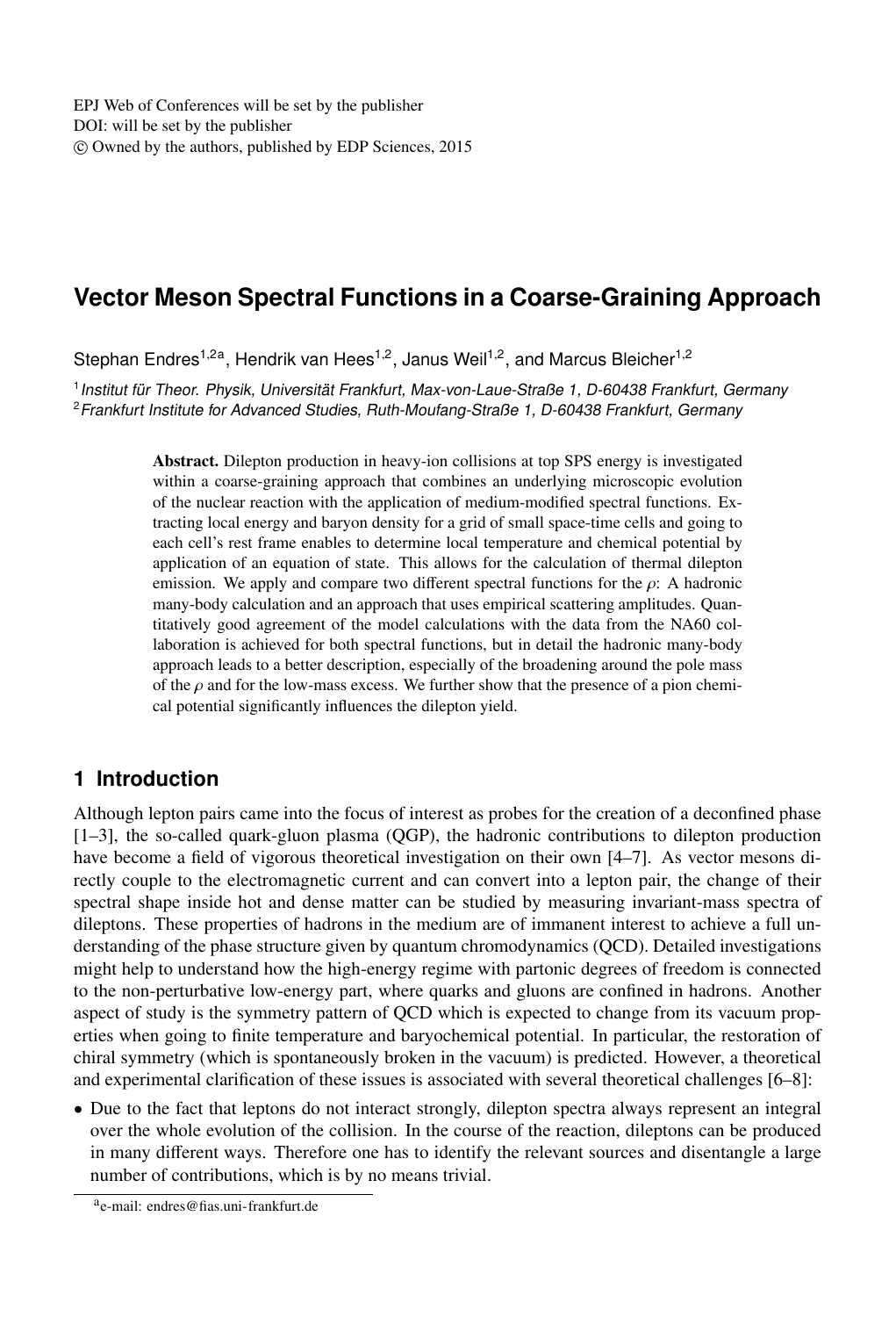# Vector Meson Spectral Functions in a Coarse-Graining Approach

Stephan Endres[1,2a], Hendrik van Hees[1,2], Janus Weil[1,2], and Marcus Bleicher[1,2]

[1] *Institut für Theor. Physik, Universität Frankfurt, Max-von-Laue-Straße 1, D-60438 Frankfurt, Germany*
[2] *Frankfurt Institute for Advanced Studies, Ruth-Moufang-Straße 1, D-60438 Frankfurt, Germany*

**Abstract.** Dilepton production in heavy-ion collisions at top SPS energy is investigated within a coarse-graining approach that combines an underlying microscopic evolution of the nuclear reaction with the application of medium-modified spectral functions. Extracting local energy and baryon density for a grid of small space-time cells and going to each cell's rest frame enables to determine local temperature and chemical potential by application of an equation of state. This allows for the calculation of thermal dilepton emission. We apply and compare two different spectral functions for the $\rho$: A hadronic many-body calculation and an approach that uses empirical scattering amplitudes. Quantitatively good agreement of the model calculations with the data from the NA60 collaboration is achieved for both spectral functions, but in detail the hadronic many-body approach leads to a better description, especially of the broadening around the pole mass of the $\rho$ and for the low-mass excess. We further show that the presence of a pion chemical potential significantly influences the dilepton yield.

## 1 Introduction

Although lepton pairs came into the focus of interest as probes for the creation of a deconfined phase [1–3], the so-called quark-gluon plasma (QGP), the hadronic contributions to dilepton production have become a field of vigorous theoretical investigation on their own [4–7]. As vector mesons directly couple to the electromagnetic current and can convert into a lepton pair, the change of their spectral shape inside hot and dense matter can be studied by measuring invariant-mass spectra of dileptons. These properties of hadrons in the medium are of immanent interest to achieve a full understanding of the phase structure given by quantum chromodynamics (QCD). Detailed investigations might help to understand how the high-energy regime with partonic degrees of freedom is connected to the non-perturbative low-energy part, where quarks and gluons are confined in hadrons. Another aspect of study is the symmetry pattern of QCD which is expected to change from its vacuum properties when going to finite temperature and baryochemical potential. In particular, the restoration of chiral symmetry (which is spontaneously broken in the vacuum) is predicted. However, a theoretical and experimental clarification of these issues is associated with several theoretical challenges [6–8]:

- Due to the fact that leptons do not interact strongly, dilepton spectra always represent an integral over the whole evolution of the collision. In the course of the reaction, dileptons can be produced in many different ways. Therefore one has to identify the relevant sources and disentangle a large number of contributions, which is by no means trivial.

[a] e-mail: endres@fias.uni-frankfurt.de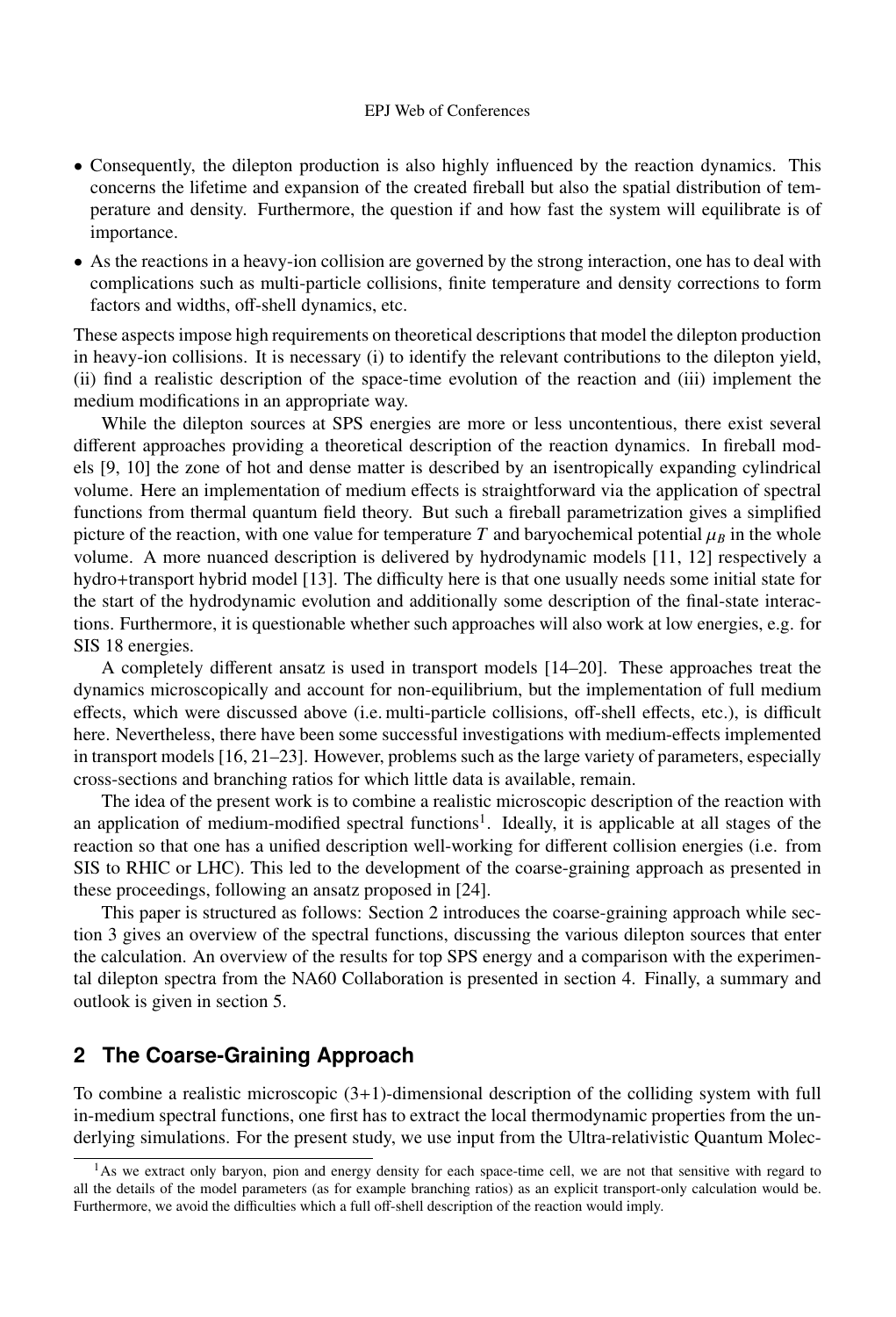- Consequently, the dilepton production is also highly influenced by the reaction dynamics. This concerns the lifetime and expansion of the created fireball but also the spatial distribution of temperature and density. Furthermore, the question if and how fast the system will equilibrate is of importance.
- As the reactions in a heavy-ion collision are governed by the strong interaction, one has to deal with complications such as multi-particle collisions, finite temperature and density corrections to form factors and widths, off-shell dynamics, etc.

These aspects impose high requirements on theoretical descriptions that model the dilepton production in heavy-ion collisions. It is necessary (i) to identify the relevant contributions to the dilepton yield, (ii) find a realistic description of the space-time evolution of the reaction and (iii) implement the medium modifications in an appropriate way.

While the dilepton sources at SPS energies are more or less uncontentious, there exist several different approaches providing a theoretical description of the reaction dynamics. In fireball models [9, 10] the zone of hot and dense matter is described by an isentropically expanding cylindrical volume. Here an implementation of medium effects is straightforward via the application of spectral functions from thermal quantum field theory. But such a fireball parametrization gives a simplified picture of the reaction, with one value for temperature $T$ and baryochemical potential $\mu_B$ in the whole volume. A more nuanced description is delivered by hydrodynamic models [11, 12] respectively a hydro+transport hybrid model [13]. The difficulty here is that one usually needs some initial state for the start of the hydrodynamic evolution and additionally some description of the final-state interactions. Furthermore, it is questionable whether such approaches will also work at low energies, e.g. for SIS 18 energies.

A completely different ansatz is used in transport models [14–20]. These approaches treat the dynamics microscopically and account for non-equilibrium, but the implementation of full medium effects, which were discussed above (i.e. multi-particle collisions, off-shell effects, etc.), is difficult here. Nevertheless, there have been some successful investigations with medium-effects implemented in transport models [16, 21–23]. However, problems such as the large variety of parameters, especially cross-sections and branching ratios for which little data is available, remain.

The idea of the present work is to combine a realistic microscopic description of the reaction with an application of medium-modified spectral functions[1]. Ideally, it is applicable at all stages of the reaction so that one has a unified description well-working for different collision energies (i.e. from SIS to RHIC or LHC). This led to the development of the coarse-graining approach as presented in these proceedings, following an ansatz proposed in [24].

This paper is structured as follows: Section 2 introduces the coarse-graining approach while section 3 gives an overview of the spectral functions, discussing the various dilepton sources that enter the calculation. An overview of the results for top SPS energy and a comparison with the experimental dilepton spectra from the NA60 Collaboration is presented in section 4. Finally, a summary and outlook is given in section 5.

## 2 The Coarse-Graining Approach

To combine a realistic microscopic (3+1)-dimensional description of the colliding system with full in-medium spectral functions, one first has to extract the local thermodynamic properties from the underlying simulations. For the present study, we use input from the Ultra-relativistic Quantum Molec-

[1] As we extract only baryon, pion and energy density for each space-time cell, we are not that sensitive with regard to all the details of the model parameters (as for example branching ratios) as an explicit transport-only calculation would be. Furthermore, we avoid the difficulties which a full off-shell description of the reaction would imply.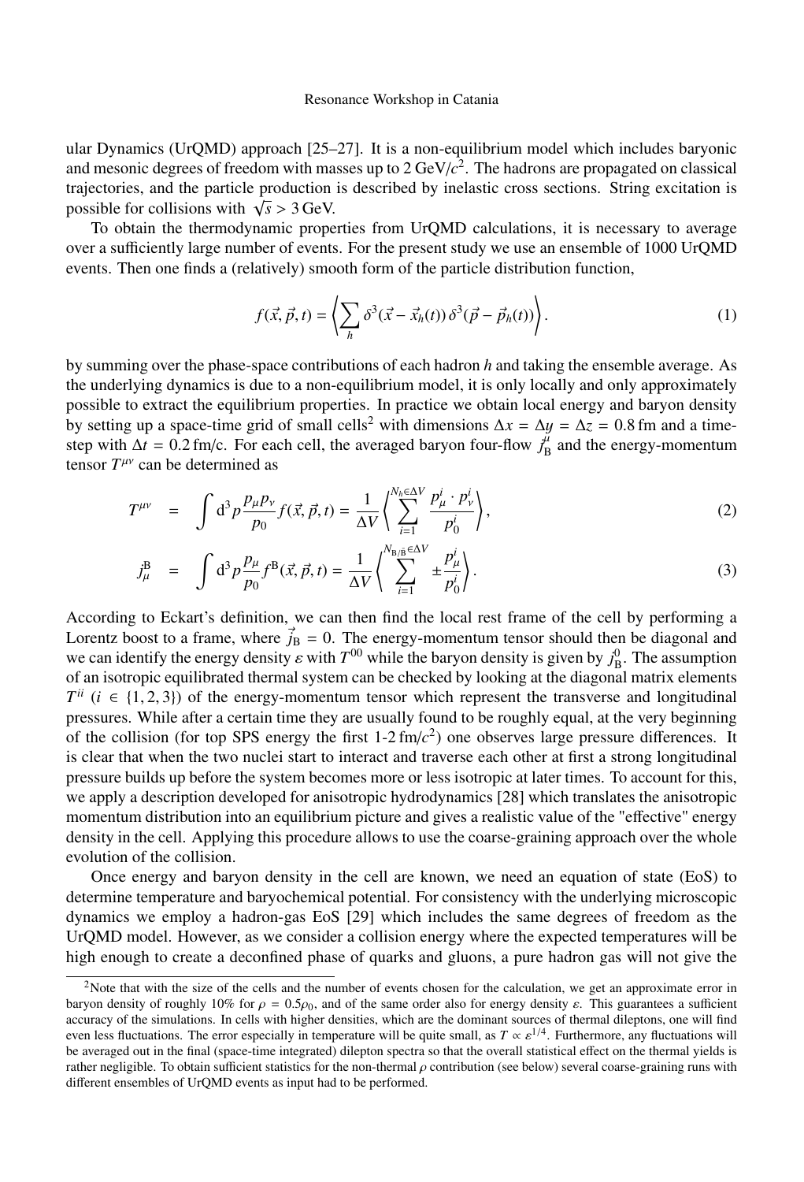ular Dynamics (UrQMD) approach [25–27]. It is a non-equilibrium model which includes baryonic and mesonic degrees of freedom with masses up to 2 GeV/$c^2$. The hadrons are propagated on classical trajectories, and the particle production is described by inelastic cross sections. String excitation is possible for collisions with $\sqrt{s} > 3$ GeV.

To obtain the thermodynamic properties from UrQMD calculations, it is necessary to average over a sufficiently large number of events. For the present study we use an ensemble of 1000 UrQMD events. Then one finds a (relatively) smooth form of the particle distribution function,

$$f(\vec{x}, \vec{p}, t) = \left\langle \sum_h \delta^3(\vec{x} - \vec{x}_h(t))\, \delta^3(\vec{p} - \vec{p}_h(t)) \right\rangle. \tag{1}$$

by summing over the phase-space contributions of each hadron $h$ and taking the ensemble average. As the underlying dynamics is due to a non-equilibrium model, it is only locally and only approximately possible to extract the equilibrium properties. In practice we obtain local energy and baryon density by setting up a space-time grid of small cells[2] with dimensions $\Delta x = \Delta y = \Delta z = 0.8$ fm and a time-step with $\Delta t = 0.2$ fm/c. For each cell, the averaged baryon four-flow $j^\mu_{\mathrm{B}}$ and the energy-momentum tensor $T^{\mu\nu}$ can be determined as

$$T^{\mu\nu} = \int \mathrm{d}^3 p \frac{p_\mu p_\nu}{p_0} f(\vec{x}, \vec{p}, t) = \frac{1}{\Delta V} \left\langle \sum_{i=1}^{N_h \in \Delta V} \frac{p^i_\mu \cdot p^i_\nu}{p^i_0} \right\rangle, \tag{2}$$

$$j^{\mathrm{B}}_\mu = \int \mathrm{d}^3 p \frac{p_\mu}{p_0} f^{\mathrm{B}}(\vec{x}, \vec{p}, t) = \frac{1}{\Delta V} \left\langle \sum_{i=1}^{N_{\mathrm{B}/\bar{\mathrm{B}}} \in \Delta V} \pm \frac{p^i_\mu}{p^i_0} \right\rangle. \tag{3}$$

According to Eckart's definition, we can then find the local rest frame of the cell by performing a Lorentz boost to a frame, where $\vec{j}_{\mathrm{B}} = 0$. The energy-momentum tensor should then be diagonal and we can identify the energy density $\varepsilon$ with $T^{00}$ while the baryon density is given by $j^0_{\mathrm{B}}$. The assumption of an isotropic equilibrated thermal system can be checked by looking at the diagonal matrix elements $T^{ii}$ ($i \in \{1, 2, 3\}$) of the energy-momentum tensor which represent the transverse and longitudinal pressures. While after a certain time they are usually found to be roughly equal, at the very beginning of the collision (for top SPS energy the first 1-2 fm/$c^2$) one observes large pressure differences. It is clear that when the two nuclei start to interact and traverse each other at first a strong longitudinal pressure builds up before the system becomes more or less isotropic at later times. To account for this, we apply a description developed for anisotropic hydrodynamics [28] which translates the anisotropic momentum distribution into an equilibrium picture and gives a realistic value of the "effective" energy density in the cell. Applying this procedure allows to use the coarse-graining approach over the whole evolution of the collision.

Once energy and baryon density in the cell are known, we need an equation of state (EoS) to determine temperature and baryochemical potential. For consistency with the underlying microscopic dynamics we employ a hadron-gas EoS [29] which includes the same degrees of freedom as the UrQMD model. However, as we consider a collision energy where the expected temperatures will be high enough to create a deconfined phase of quarks and gluons, a pure hadron gas will not give the

[2] Note that with the size of the cells and the number of events chosen for the calculation, we get an approximate error in baryon density of roughly 10% for $\rho = 0.5\rho_0$, and of the same order also for energy density $\varepsilon$. This guarantees a sufficient accuracy of the simulations. In cells with higher densities, which are the dominant sources of thermal dileptons, one will find even less fluctuations. The error especially in temperature will be quite small, as $T \propto \varepsilon^{1/4}$. Furthermore, any fluctuations will be averaged out in the final (space-time integrated) dilepton spectra so that the overall statistical effect on the thermal yields is rather negligible. To obtain sufficient statistics for the non-thermal $\rho$ contribution (see below) several coarse-graining runs with different ensembles of UrQMD events as input had to be performed.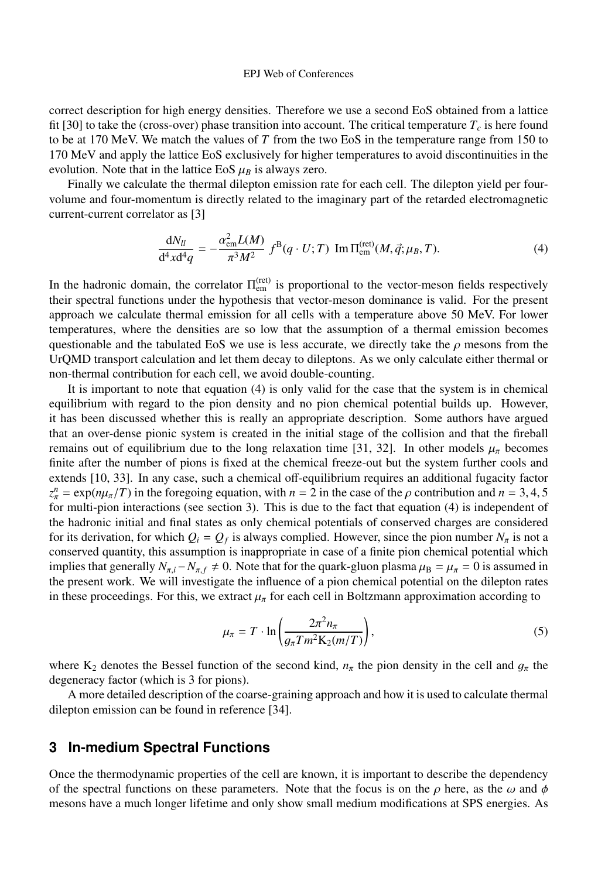correct description for high energy densities. Therefore we use a second EoS obtained from a lattice fit [30] to take the (cross-over) phase transition into account. The critical temperature $T_c$ is here found to be at 170 MeV. We match the values of $T$ from the two EoS in the temperature range from 150 to 170 MeV and apply the lattice EoS exclusively for higher temperatures to avoid discontinuities in the evolution. Note that in the lattice EoS $\mu_B$ is always zero.

Finally we calculate the thermal dilepton emission rate for each cell. The dilepton yield per four-volume and four-momentum is directly related to the imaginary part of the retarded electromagnetic current-current correlator as [3]

$$\frac{\mathrm{d}N_{ll}}{\mathrm{d}^4x\mathrm{d}^4q} = -\frac{\alpha_{\mathrm{em}}^2 L(M)}{\pi^3 M^2}\; f^{\mathrm{B}}(q\cdot U;T)\;\; \mathrm{Im}\,\Pi_{\mathrm{em}}^{(\mathrm{ret})}(M,\vec{q};\mu_B,T). \tag{4}$$

In the hadronic domain, the correlator $\Pi_{\mathrm{em}}^{(\mathrm{ret})}$ is proportional to the vector-meson fields respectively their spectral functions under the hypothesis that vector-meson dominance is valid. For the present approach we calculate thermal emission for all cells with a temperature above 50 MeV. For lower temperatures, where the densities are so low that the assumption of a thermal emission becomes questionable and the tabulated EoS we use is less accurate, we directly take the $\rho$ mesons from the UrQMD transport calculation and let them decay to dileptons. As we only calculate either thermal or non-thermal contribution for each cell, we avoid double-counting.

It is important to note that equation (4) is only valid for the case that the system is in chemical equilibrium with regard to the pion density and no pion chemical potential builds up. However, it has been discussed whether this is really an appropriate description. Some authors have argued that an over-dense pionic system is created in the initial stage of the collision and that the fireball remains out of equilibrium due to the long relaxation time [31, 32]. In other models $\mu_\pi$ becomes finite after the number of pions is fixed at the chemical freeze-out but the system further cools and extends [10, 33]. In any case, such a chemical off-equilibrium requires an additional fugacity factor $z_\pi^n = \exp(n\mu_\pi/T)$ in the foregoing equation, with $n = 2$ in the case of the $\rho$ contribution and $n = 3, 4, 5$ for multi-pion interactions (see section 3). This is due to the fact that equation (4) is independent of the hadronic initial and final states as only chemical potentials of conserved charges are considered for its derivation, for which $Q_i = Q_f$ is always complied. However, since the pion number $N_\pi$ is not a conserved quantity, this assumption is inappropriate in case of a finite pion chemical potential which implies that generally $N_{\pi,i} - N_{\pi,f} \neq 0$. Note that for the quark-gluon plasma $\mu_{\mathrm{B}} = \mu_\pi = 0$ is assumed in the present work. We will investigate the influence of a pion chemical potential on the dilepton rates in these proceedings. For this, we extract $\mu_\pi$ for each cell in Boltzmann approximation according to

$$\mu_\pi = T\cdot \ln\left(\frac{2\pi^2 n_\pi}{g_\pi T m^2 \mathrm{K}_2(m/T)}\right), \tag{5}$$

where $\mathrm{K}_2$ denotes the Bessel function of the second kind, $n_\pi$ the pion density in the cell and $g_\pi$ the degeneracy factor (which is 3 for pions).

A more detailed description of the coarse-graining approach and how it is used to calculate thermal dilepton emission can be found in reference [34].

## 3 In-medium Spectral Functions

Once the thermodynamic properties of the cell are known, it is important to describe the dependency of the spectral functions on these parameters. Note that the focus is on the $\rho$ here, as the $\omega$ and $\phi$ mesons have a much longer lifetime and only show small medium modifications at SPS energies. As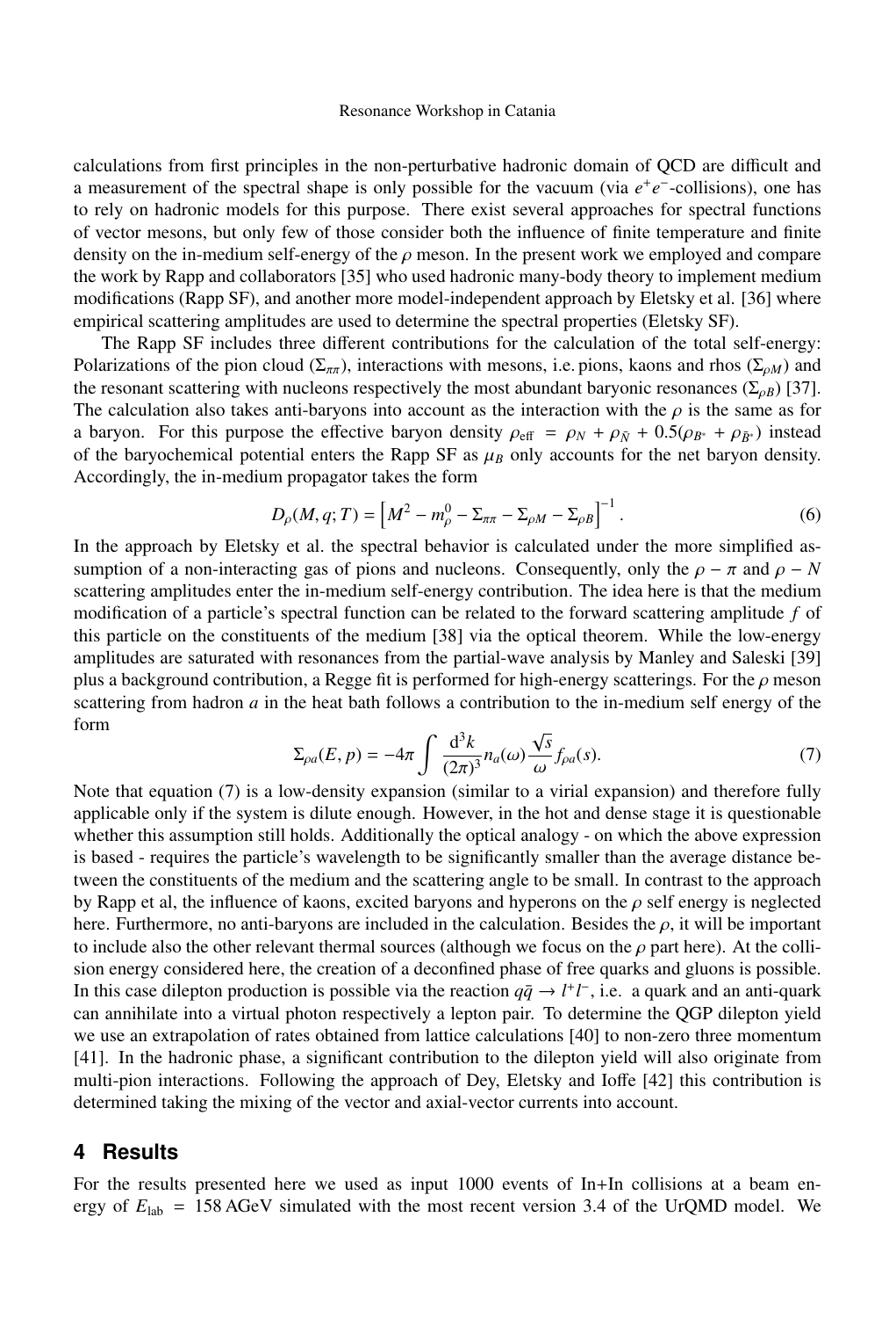calculations from first principles in the non-perturbative hadronic domain of QCD are difficult and a measurement of the spectral shape is only possible for the vacuum (via $e^+e^-$-collisions), one has to rely on hadronic models for this purpose. There exist several approaches for spectral functions of vector mesons, but only few of those consider both the influence of finite temperature and finite density on the in-medium self-energy of the $\rho$ meson. In the present work we employed and compare the work by Rapp and collaborators [35] who used hadronic many-body theory to implement medium modifications (Rapp SF), and another more model-independent approach by Eletsky et al. [36] where empirical scattering amplitudes are used to determine the spectral properties (Eletsky SF).

The Rapp SF includes three different contributions for the calculation of the total self-energy: Polarizations of the pion cloud ($\Sigma_{\pi\pi}$), interactions with mesons, i.e. pions, kaons and rhos ($\Sigma_{\rho M}$) and the resonant scattering with nucleons respectively the most abundant baryonic resonances ($\Sigma_{\rho B}$) [37]. The calculation also takes anti-baryons into account as the interaction with the $\rho$ is the same as for a baryon. For this purpose the effective baryon density $\rho_{\mathrm{eff}} = \rho_N + \rho_{\bar{N}} + 0.5(\rho_{B^*} + \rho_{\bar{B}^*})$ instead of the baryochemical potential enters the Rapp SF as $\mu_B$ only accounts for the net baryon density. Accordingly, the in-medium propagator takes the form

$$D_\rho(M, q; T) = \left[M^2 - m_\rho^0 - \Sigma_{\pi\pi} - \Sigma_{\rho M} - \Sigma_{\rho B}\right]^{-1}. \tag{6}$$

In the approach by Eletsky et al. the spectral behavior is calculated under the more simplified assumption of a non-interacting gas of pions and nucleons. Consequently, only the $\rho - \pi$ and $\rho - N$ scattering amplitudes enter the in-medium self-energy contribution. The idea here is that the medium modification of a particle's spectral function can be related to the forward scattering amplitude $f$ of this particle on the constituents of the medium [38] via the optical theorem. While the low-energy amplitudes are saturated with resonances from the partial-wave analysis by Manley and Saleski [39] plus a background contribution, a Regge fit is performed for high-energy scatterings. For the $\rho$ meson scattering from hadron $a$ in the heat bath follows a contribution to the in-medium self energy of the form

$$\Sigma_{\rho a}(E, p) = -4\pi \int \frac{\mathrm{d}^3k}{(2\pi)^3} n_a(\omega) \frac{\sqrt{s}}{\omega} f_{\rho a}(s). \tag{7}$$

Note that equation (7) is a low-density expansion (similar to a virial expansion) and therefore fully applicable only if the system is dilute enough. However, in the hot and dense stage it is questionable whether this assumption still holds. Additionally the optical analogy - on which the above expression is based - requires the particle's wavelength to be significantly smaller than the average distance between the constituents of the medium and the scattering angle to be small. In contrast to the approach by Rapp et al, the influence of kaons, excited baryons and hyperons on the $\rho$ self energy is neglected here. Furthermore, no anti-baryons are included in the calculation. Besides the $\rho$, it will be important to include also the other relevant thermal sources (although we focus on the $\rho$ part here). At the collision energy considered here, the creation of a deconfined phase of free quarks and gluons is possible. In this case dilepton production is possible via the reaction $q\bar{q} \rightarrow l^+l^-$, i.e. a quark and an anti-quark can annihilate into a virtual photon respectively a lepton pair. To determine the QGP dilepton yield we use an extrapolation of rates obtained from lattice calculations [40] to non-zero three momentum [41]. In the hadronic phase, a significant contribution to the dilepton yield will also originate from multi-pion interactions. Following the approach of Dey, Eletsky and Ioffe [42] this contribution is determined taking the mixing of the vector and axial-vector currents into account.

## 4 Results

For the results presented here we used as input 1000 events of In+In collisions at a beam energy of $E_{\mathrm{lab}} = 158$ AGeV simulated with the most recent version 3.4 of the UrQMD model. We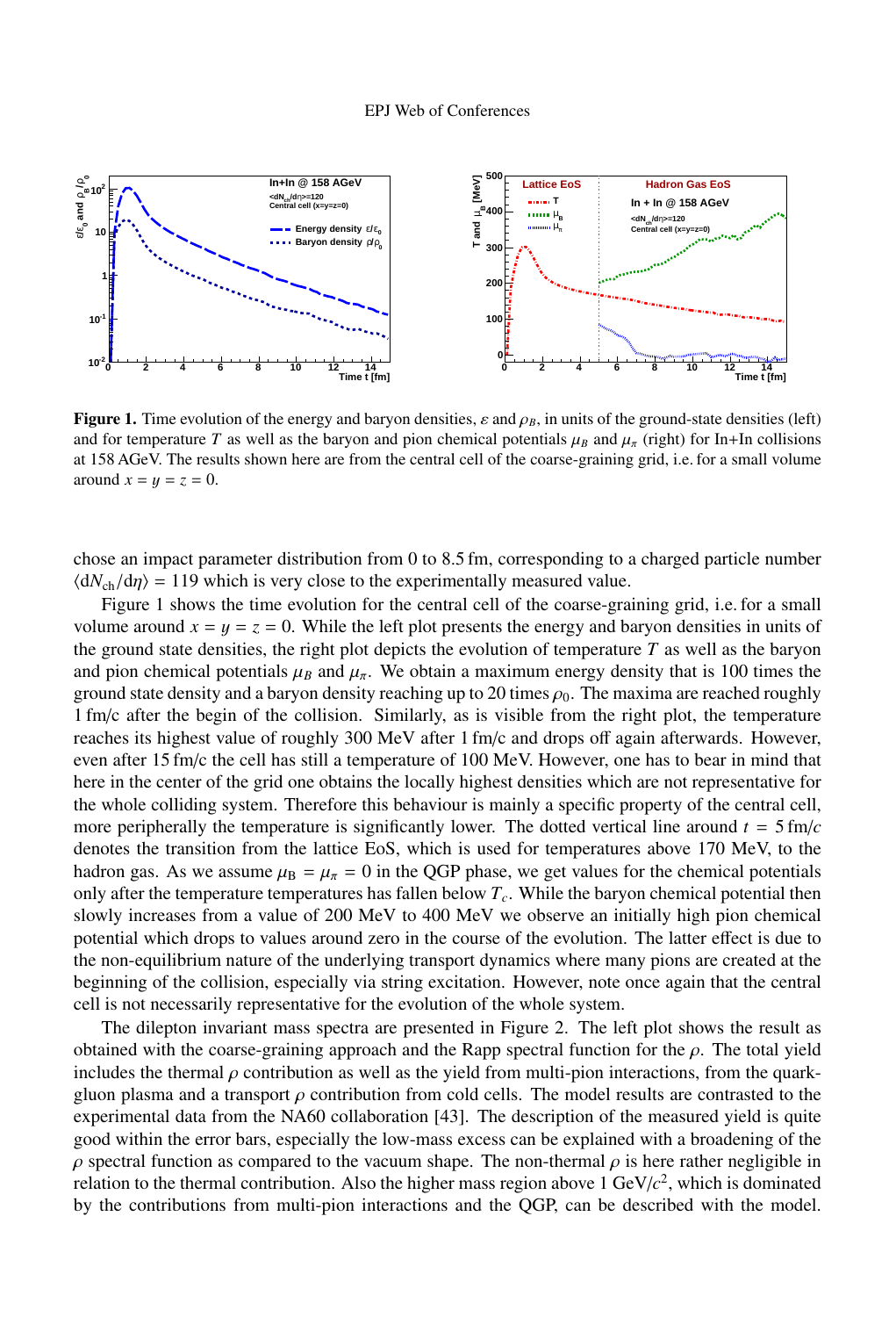**Figure 1.** Time evolution of the energy and baryon densities, $\varepsilon$ and $\rho_B$, in units of the ground-state densities (left) and for temperature $T$ as well as the baryon and pion chemical potentials $\mu_B$ and $\mu_\pi$ (right) for In+In collisions at 158 AGeV. The results shown here are from the central cell of the coarse-graining grid, i.e. for a small volume around $x = y = z = 0$.

chose an impact parameter distribution from 0 to 8.5 fm, corresponding to a charged particle number $\langle \mathrm{d}N_{\mathrm{ch}}/\mathrm{d}\eta \rangle = 119$ which is very close to the experimentally measured value.

Figure 1 shows the time evolution for the central cell of the coarse-graining grid, i.e. for a small volume around $x = y = z = 0$. While the left plot presents the energy and baryon densities in units of the ground state densities, the right plot depicts the evolution of temperature $T$ as well as the baryon and pion chemical potentials $\mu_B$ and $\mu_\pi$. We obtain a maximum energy density that is 100 times the ground state density and a baryon density reaching up to 20 times $\rho_0$. The maxima are reached roughly 1 fm/c after the begin of the collision. Similarly, as is visible from the right plot, the temperature reaches its highest value of roughly 300 MeV after 1 fm/c and drops off again afterwards. However, even after 15 fm/c the cell has still a temperature of 100 MeV. However, one has to bear in mind that here in the center of the grid one obtains the locally highest densities which are not representative for the whole colliding system. Therefore this behaviour is mainly a specific property of the central cell, more peripherally the temperature is significantly lower. The dotted vertical line around $t = 5\,\mathrm{fm}/c$ denotes the transition from the lattice EoS, which is used for temperatures above 170 MeV, to the hadron gas. As we assume $\mu_{\mathrm{B}} = \mu_\pi = 0$ in the QGP phase, we get values for the chemical potentials only after the temperature temperatures has fallen below $T_c$. While the baryon chemical potential then slowly increases from a value of 200 MeV to 400 MeV we observe an initially high pion chemical potential which drops to values around zero in the course of the evolution. The latter effect is due to the non-equilibrium nature of the underlying transport dynamics where many pions are created at the beginning of the collision, especially via string excitation. However, note once again that the central cell is not necessarily representative for the evolution of the whole system.

The dilepton invariant mass spectra are presented in Figure 2. The left plot shows the result as obtained with the coarse-graining approach and the Rapp spectral function for the $\rho$. The total yield includes the thermal $\rho$ contribution as well as the yield from multi-pion interactions, from the quark-gluon plasma and a transport $\rho$ contribution from cold cells. The model results are contrasted to the experimental data from the NA60 collaboration [43]. The description of the measured yield is quite good within the error bars, especially the low-mass excess can be explained with a broadening of the $\rho$ spectral function as compared to the vacuum shape. The non-thermal $\rho$ is here rather negligible in relation to the thermal contribution. Also the higher mass region above 1 GeV/$c^2$, which is dominated by the contributions from multi-pion interactions and the QGP, can be described with the model.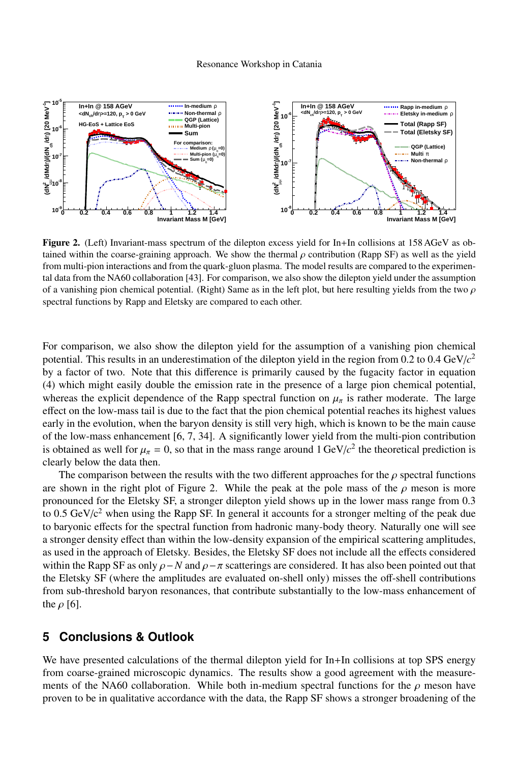**Figure 2.** (Left) Invariant-mass spectrum of the dilepton excess yield for In+In collisions at 158 AGeV as obtained within the coarse-graining approach. We show the thermal $\rho$ contribution (Rapp SF) as well as the yield from multi-pion interactions and from the quark-gluon plasma. The model results are compared to the experimental data from the NA60 collaboration [43]. For comparison, we also show the dilepton yield under the assumption of a vanishing pion chemical potential. (Right) Same as in the left plot, but here resulting yields from the two $\rho$ spectral functions by Rapp and Eletsky are compared to each other.

For comparison, we also show the dilepton yield for the assumption of a vanishing pion chemical potential. This results in an underestimation of the dilepton yield in the region from 0.2 to 0.4 GeV/$c^2$ by a factor of two. Note that this difference is primarily caused by the fugacity factor in equation (4) which might easily double the emission rate in the presence of a large pion chemical potential, whereas the explicit dependence of the Rapp spectral function on $\mu_\pi$ is rather moderate. The large effect on the low-mass tail is due to the fact that the pion chemical potential reaches its highest values early in the evolution, when the baryon density is still very high, which is known to be the main cause of the low-mass enhancement [6, 7, 34]. A significantly lower yield from the multi-pion contribution is obtained as well for $\mu_\pi = 0$, so that in the mass range around 1 GeV/$c^2$ the theoretical prediction is clearly below the data then.

The comparison between the results with the two different approaches for the $\rho$ spectral functions are shown in the right plot of Figure 2. While the peak at the pole mass of the $\rho$ meson is more pronounced for the Eletsky SF, a stronger dilepton yield shows up in the lower mass range from 0.3 to 0.5 GeV/c$^2$ when using the Rapp SF. In general it accounts for a stronger melting of the peak due to baryonic effects for the spectral function from hadronic many-body theory. Naturally one will see a stronger density effect than within the low-density expansion of the empirical scattering amplitudes, as used in the approach of Eletsky. Besides, the Eletsky SF does not include all the effects considered within the Rapp SF as only $\rho - N$ and $\rho - \pi$ scatterings are considered. It has also been pointed out that the Eletsky SF (where the amplitudes are evaluated on-shell only) misses the off-shell contributions from sub-threshold baryon resonances, that contribute substantially to the low-mass enhancement of the $\rho$ [6].

## 5 Conclusions & Outlook

We have presented calculations of the thermal dilepton yield for In+In collisions at top SPS energy from coarse-grained microscopic dynamics. The results show a good agreement with the measurements of the NA60 collaboration. While both in-medium spectral functions for the $\rho$ meson have proven to be in qualitative accordance with the data, the Rapp SF shows a stronger broadening of the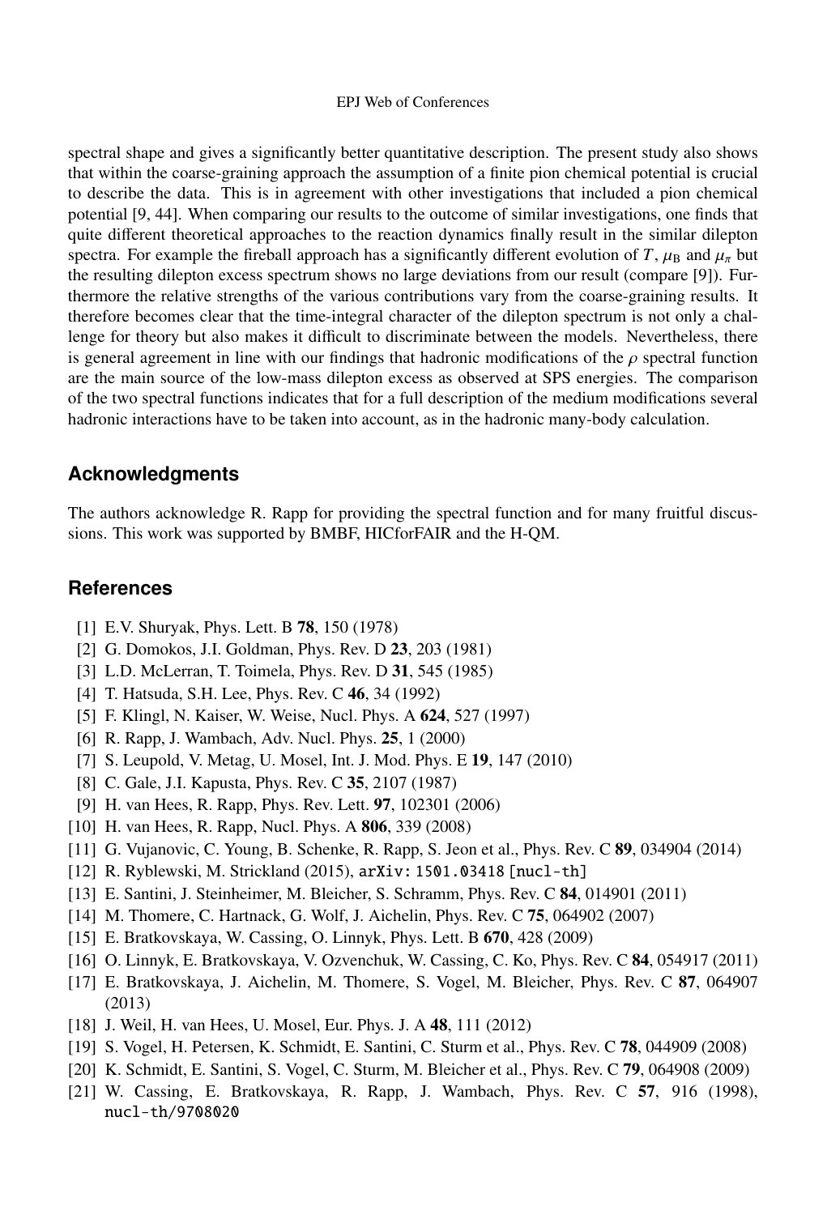spectral shape and gives a significantly better quantitative description. The present study also shows that within the coarse-graining approach the assumption of a finite pion chemical potential is crucial to describe the data. This is in agreement with other investigations that included a pion chemical potential [9, 44]. When comparing our results to the outcome of similar investigations, one finds that quite different theoretical approaches to the reaction dynamics finally result in the similar dilepton spectra. For example the fireball approach has a significantly different evolution of $T$, $\mu_B$ and $\mu_\pi$ but the resulting dilepton excess spectrum shows no large deviations from our result (compare [9]). Furthermore the relative strengths of the various contributions vary from the coarse-graining results. It therefore becomes clear that the time-integral character of the dilepton spectrum is not only a challenge for theory but also makes it difficult to discriminate between the models. Nevertheless, there is general agreement in line with our findings that hadronic modifications of the $\rho$ spectral function are the main source of the low-mass dilepton excess as observed at SPS energies. The comparison of the two spectral functions indicates that for a full description of the medium modifications several hadronic interactions have to be taken into account, as in the hadronic many-body calculation.

## Acknowledgments

The authors acknowledge R. Rapp for providing the spectral function and for many fruitful discussions. This work was supported by BMBF, HICforFAIR and the H-QM.

## References

[1] E.V. Shuryak, Phys. Lett. B **78**, 150 (1978)

[2] G. Domokos, J.I. Goldman, Phys. Rev. D **23**, 203 (1981)

[3] L.D. McLerran, T. Toimela, Phys. Rev. D **31**, 545 (1985)

[4] T. Hatsuda, S.H. Lee, Phys. Rev. C **46**, 34 (1992)

[5] F. Klingl, N. Kaiser, W. Weise, Nucl. Phys. A **624**, 527 (1997)

[6] R. Rapp, J. Wambach, Adv. Nucl. Phys. **25**, 1 (2000)

[7] S. Leupold, V. Metag, U. Mosel, Int. J. Mod. Phys. E **19**, 147 (2010)

[8] C. Gale, J.I. Kapusta, Phys. Rev. C **35**, 2107 (1987)

[9] H. van Hees, R. Rapp, Phys. Rev. Lett. **97**, 102301 (2006)

[10] H. van Hees, R. Rapp, Nucl. Phys. A **806**, 339 (2008)

[11] G. Vujanovic, C. Young, B. Schenke, R. Rapp, S. Jeon et al., Phys. Rev. C **89**, 034904 (2014)

[12] R. Ryblewski, M. Strickland (2015), `arXiv:1501.03418 [nucl-th]`

[13] E. Santini, J. Steinheimer, M. Bleicher, S. Schramm, Phys. Rev. C **84**, 014901 (2011)

[14] M. Thomere, C. Hartnack, G. Wolf, J. Aichelin, Phys. Rev. C **75**, 064902 (2007)

[15] E. Bratkovskaya, W. Cassing, O. Linnyk, Phys. Lett. B **670**, 428 (2009)

[16] O. Linnyk, E. Bratkovskaya, V. Ozvenchuk, W. Cassing, C. Ko, Phys. Rev. C **84**, 054917 (2011)

[17] E. Bratkovskaya, J. Aichelin, M. Thomere, S. Vogel, M. Bleicher, Phys. Rev. C **87**, 064907 (2013)

[18] J. Weil, H. van Hees, U. Mosel, Eur. Phys. J. A **48**, 111 (2012)

[19] S. Vogel, H. Petersen, K. Schmidt, E. Santini, C. Sturm et al., Phys. Rev. C **78**, 044909 (2008)

[20] K. Schmidt, E. Santini, S. Vogel, C. Sturm, M. Bleicher et al., Phys. Rev. C **79**, 064908 (2009)

[21] W. Cassing, E. Bratkovskaya, R. Rapp, J. Wambach, Phys. Rev. C **57**, 916 (1998), `nucl-th/9708020`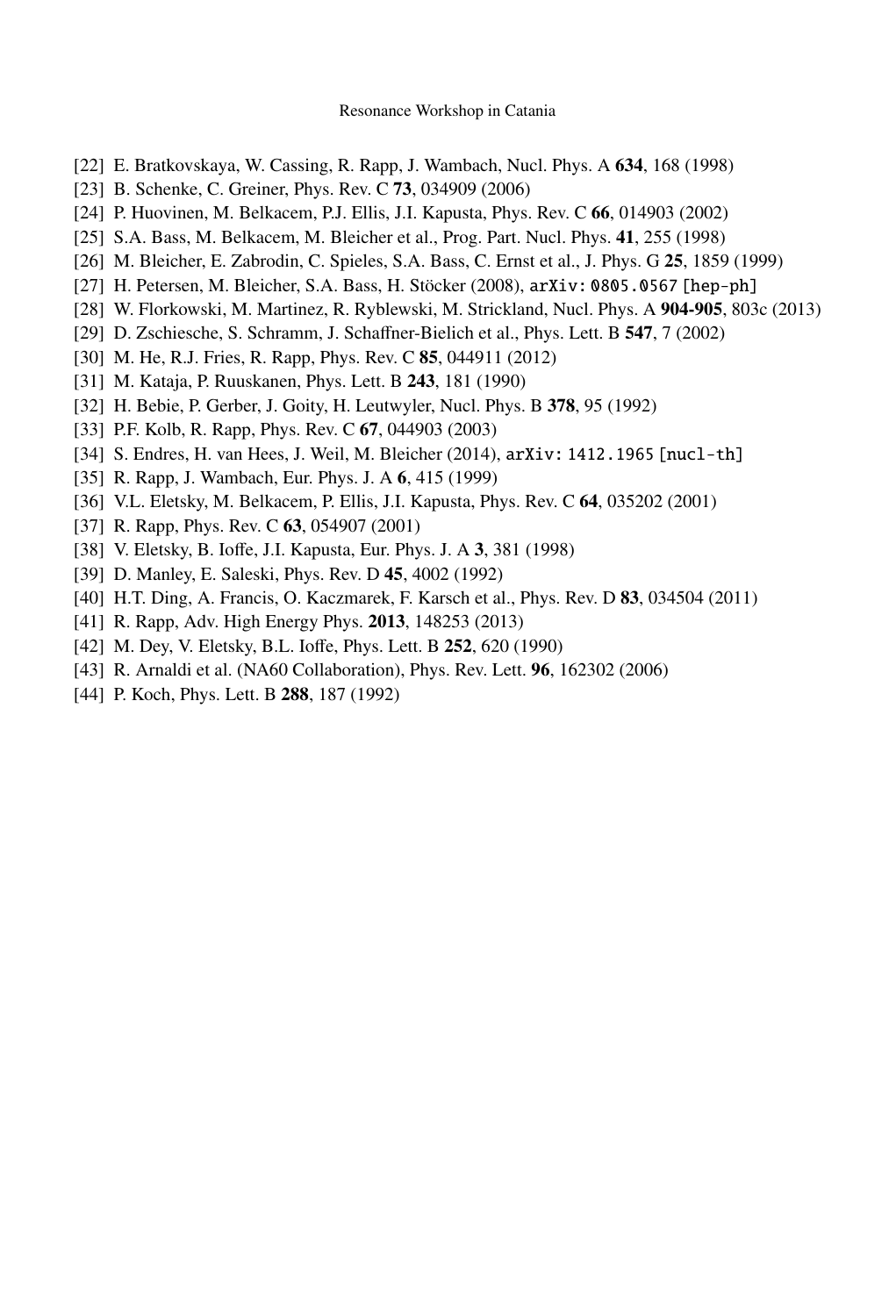[22] E. Bratkovskaya, W. Cassing, R. Rapp, J. Wambach, Nucl. Phys. A **634**, 168 (1998)
[23] B. Schenke, C. Greiner, Phys. Rev. C **73**, 034909 (2006)
[24] P. Huovinen, M. Belkacem, P.J. Ellis, J.I. Kapusta, Phys. Rev. C **66**, 014903 (2002)
[25] S.A. Bass, M. Belkacem, M. Bleicher et al., Prog. Part. Nucl. Phys. **41**, 255 (1998)
[26] M. Bleicher, E. Zabrodin, C. Spieles, S.A. Bass, C. Ernst et al., J. Phys. G **25**, 1859 (1999)
[27] H. Petersen, M. Bleicher, S.A. Bass, H. Stöcker (2008), `arXiv:0805.0567 [hep-ph]`
[28] W. Florkowski, M. Martinez, R. Ryblewski, M. Strickland, Nucl. Phys. A **904-905**, 803c (2013)
[29] D. Zschiesche, S. Schramm, J. Schaffner-Bielich et al., Phys. Lett. B **547**, 7 (2002)
[30] M. He, R.J. Fries, R. Rapp, Phys. Rev. C **85**, 044911 (2012)
[31] M. Kataja, P. Ruuskanen, Phys. Lett. B **243**, 181 (1990)
[32] H. Bebie, P. Gerber, J. Goity, H. Leutwyler, Nucl. Phys. B **378**, 95 (1992)
[33] P.F. Kolb, R. Rapp, Phys. Rev. C **67**, 044903 (2003)
[34] S. Endres, H. van Hees, J. Weil, M. Bleicher (2014), `arXiv:1412.1965 [nucl-th]`
[35] R. Rapp, J. Wambach, Eur. Phys. J. A **6**, 415 (1999)
[36] V.L. Eletsky, M. Belkacem, P. Ellis, J.I. Kapusta, Phys. Rev. C **64**, 035202 (2001)
[37] R. Rapp, Phys. Rev. C **63**, 054907 (2001)
[38] V. Eletsky, B. Ioffe, J.I. Kapusta, Eur. Phys. J. A **3**, 381 (1998)
[39] D. Manley, E. Saleski, Phys. Rev. D **45**, 4002 (1992)
[40] H.T. Ding, A. Francis, O. Kaczmarek, F. Karsch et al., Phys. Rev. D **83**, 034504 (2011)
[41] R. Rapp, Adv. High Energy Phys. **2013**, 148253 (2013)
[42] M. Dey, V. Eletsky, B.L. Ioffe, Phys. Lett. B **252**, 620 (1990)
[43] R. Arnaldi et al. (NA60 Collaboration), Phys. Rev. Lett. **96**, 162302 (2006)
[44] P. Koch, Phys. Lett. B **288**, 187 (1992)